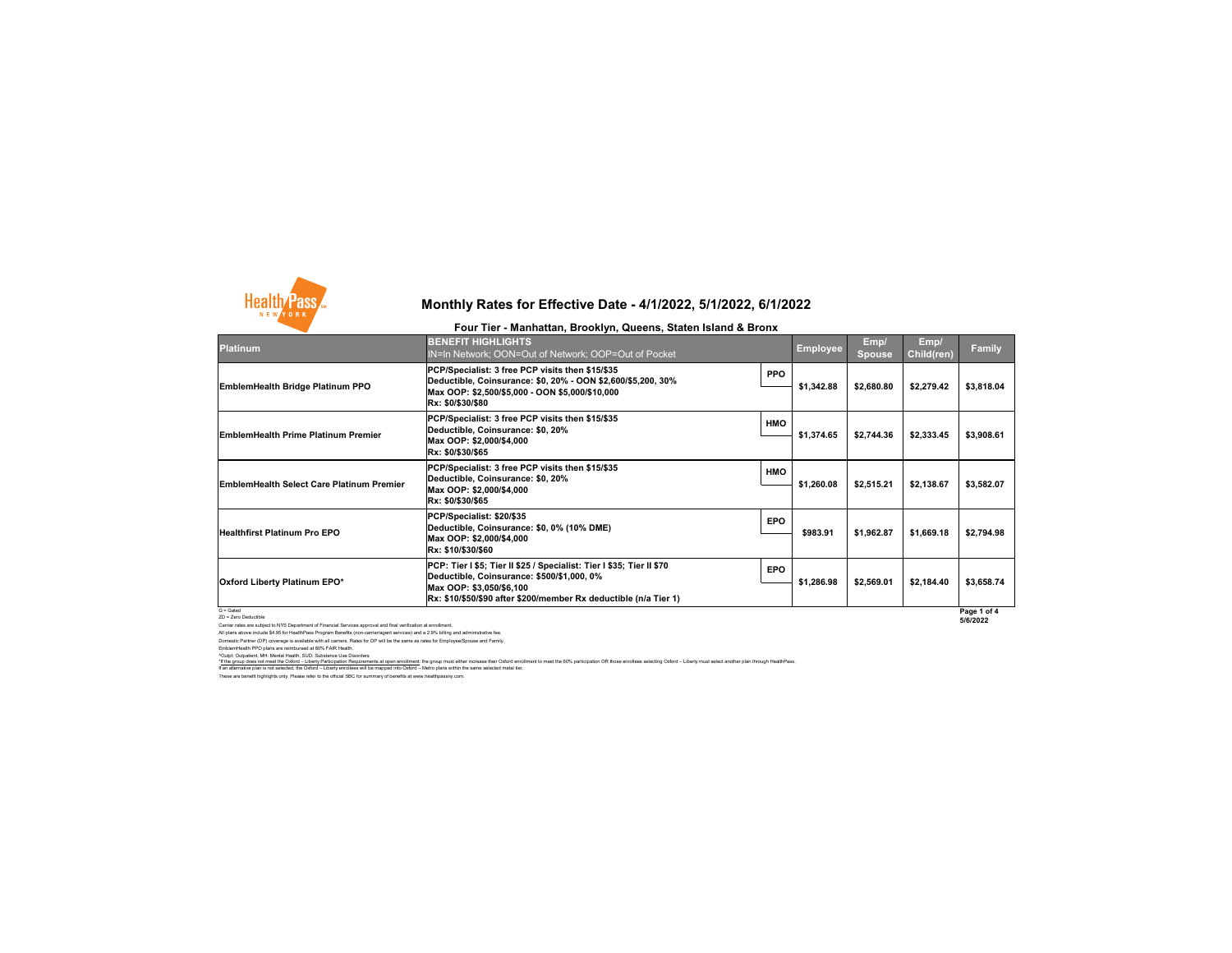# Monthly Rates for Effective Date - 4/1/2022, 5/1/2022, 6/1/2022

## Four Tier - Manhattan, Brooklyn, Queens, Staten Island & Bronx

| Platinum | BENEFIT HIGHLIGHTS<br>IN=In Network; OON=Out of Network; OOP=Out of Pocket | | Employee | Emp/ Spouse | Emp/ Child(ren) | Family |
|---|---|---|---|---|---|---|
| EmblemHealth Bridge Platinum PPO | PCP/Specialist: 3 free PCP visits then $15/$35<br>Deductible, Coinsurance: $0, 20% - OON $2,600/$5,200, 30%<br>Max OOP: $2,500/$5,000 - OON $5,000/$10,000<br>Rx: $0/$30/$80 | PPO | $1,342.88 | $2,680.80 | $2,279.42 | $3,818.04 |
| EmblemHealth Prime Platinum Premier | PCP/Specialist: 3 free PCP visits then $15/$35<br>Deductible, Coinsurance: $0, 20%<br>Max OOP: $2,000/$4,000<br>Rx: $0/$30/$65 | HMO | $1,374.65 | $2,744.36 | $2,333.45 | $3,908.61 |
| EmblemHealth Select Care Platinum Premier | PCP/Specialist: 3 free PCP visits then $15/$35<br>Deductible, Coinsurance: $0, 20%<br>Max OOP: $2,000/$4,000<br>Rx: $0/$30/$65 | HMO | $1,260.08 | $2,515.21 | $2,138.67 | $3,582.07 |
| Healthfirst Platinum Pro EPO | PCP/Specialist: $20/$35<br>Deductible, Coinsurance: $0, 0% (10% DME)<br>Max OOP: $2,000/$4,000<br>Rx: $10/$30/$60 | EPO | $983.91 | $1,962.87 | $1,669.18 | $2,794.98 |
| Oxford Liberty Platinum EPO* | PCP: Tier I $5; Tier II $25 / Specialist: Tier I $35; Tier II $70<br>Deductible, Coinsurance: $500/$1,000, 0%<br>Max OOP: $3,050/$6,100<br>Rx: $10/$50/$90 after $200/member Rx deductible (n/a Tier 1) | EPO | $1,286.98 | $2,569.01 | $2,184.40 | $3,658.74 |

G = Gated
ZD = Zero Deductible

Carrier rates are subject to NYS Department of Financial Services approval and final verification at enrollment.

All plans above include $4.95 for HealthPass Program Benefits (non-carrier/agent services) and a 2.9% billing and administrative fee.

Domestic Partner (DP) coverage is available with all carriers. Rates for DP will be the same as rates for Employee/Spouse and Family.

EmblemHealth PPO plans are reimbursed at 80% FAIR Health.

^Outpt: Outpatient, MH: Mental Health, SUD: Substance Use Disorders

*If the group does not meet the Oxford – Liberty Participation Requirements at open enrollment: the group must either increase their Oxford enrollment to meet the 60% participation OR those enrollees selecting Oxford – Liberty must select another plan through HealthPass. If an alternative plan is not selected, the Oxford – Liberty enrollees will be mapped into Oxford – Metro plans within the same selected metal tier.

These are benefit highlights only. Please refer to the official SBC for summary of benefits at www.healthpassny.com.

5/6/2022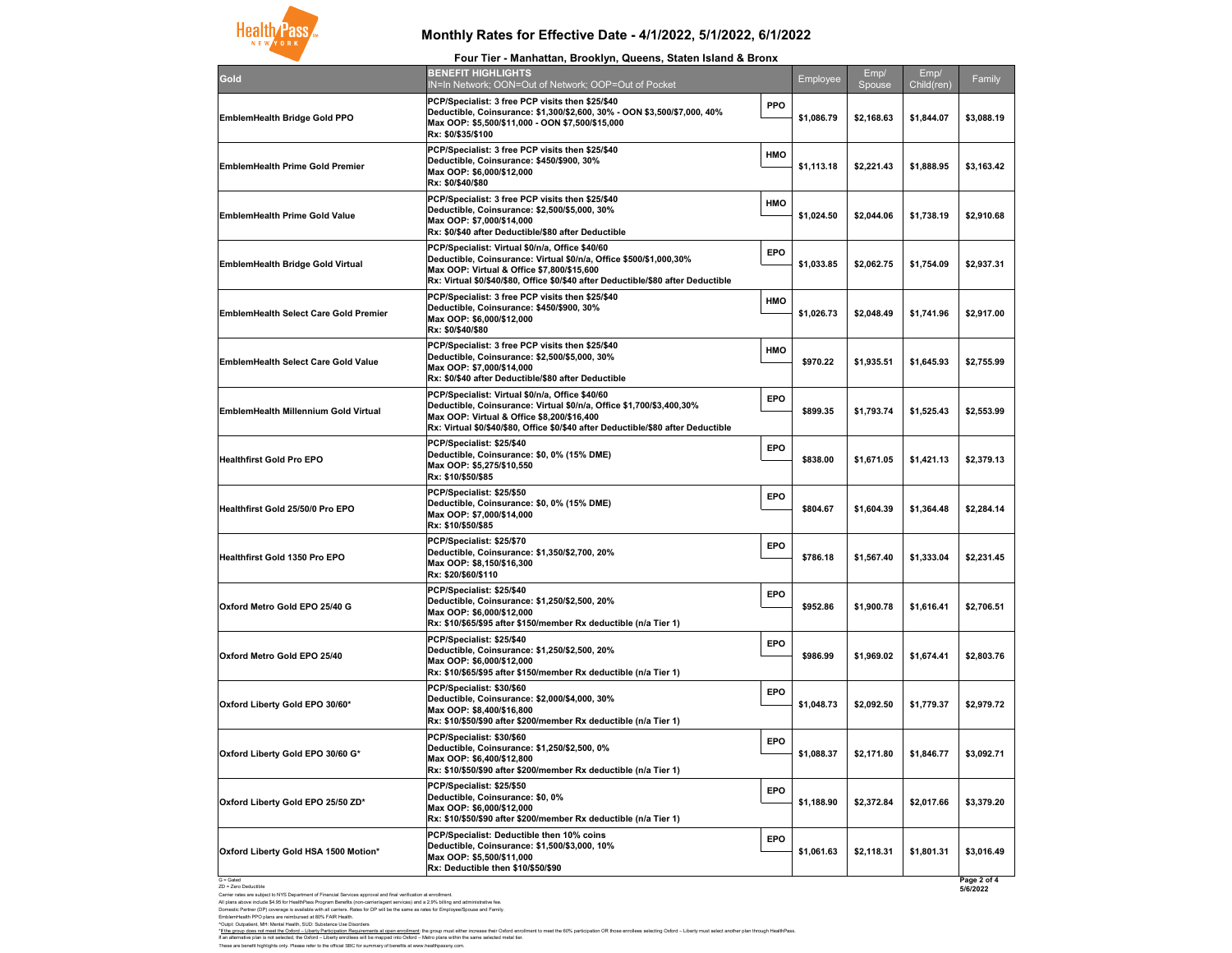# Monthly Rates for Effective Date - 4/1/2022, 5/1/2022, 6/1/2022

## Four Tier - Manhattan, Brooklyn, Queens, Staten Island & Bronx

| Gold | BENEFIT HIGHLIGHTS<br>IN=In Network; OON=Out of Network; OOP=Out of Pocket | | Employee | Emp/ Spouse | Emp/ Child(ren) | Family |
|---|---|---|---|---|---|---|
| EmblemHealth Bridge Gold PPO | PCP/Specialist: 3 free PCP visits then $25/$40<br>Deductible, Coinsurance: $1,300/$2,600, 30% - OON $3,500/$7,000, 40%<br>Max OOP: $5,500/$11,000 - OON $7,500/$15,000<br>Rx: $0/$35/$100 | PPO | $1,086.79 | $2,168.63 | $1,844.07 | $3,088.19 |
| EmblemHealth Prime Gold Premier | PCP/Specialist: 3 free PCP visits then $25/$40<br>Deductible, Coinsurance: $450/$900, 30%<br>Max OOP: $6,000/$12,000<br>Rx: $0/$40/$80 | HMO | $1,113.18 | $2,221.43 | $1,888.95 | $3,163.42 |
| EmblemHealth Prime Gold Value | PCP/Specialist: 3 free PCP visits then $25/$40<br>Deductible, Coinsurance: $2,500/$5,000, 30%<br>Max OOP: $7,000/$14,000<br>Rx: $0/$40 after Deductible/$80 after Deductible | HMO | $1,024.50 | $2,044.06 | $1,738.19 | $2,910.68 |
| EmblemHealth Bridge Gold Virtual | PCP/Specialist: Virtual $0/n/a, Office $40/60<br>Deductible, Coinsurance: Virtual $0/n/a, Office $500/$1,000,30%<br>Max OOP: Virtual & Office $7,800/$15,600<br>Rx: Virtual $0/$40/$80, Office $0/$40 after Deductible/$80 after Deductible | EPO | $1,033.85 | $2,062.75 | $1,754.09 | $2,937.31 |
| EmblemHealth Select Care Gold Premier | PCP/Specialist: 3 free PCP visits then $25/$40<br>Deductible, Coinsurance: $450/$900, 30%<br>Max OOP: $6,000/$12,000<br>Rx: $0/$40/$80 | HMO | $1,026.73 | $2,048.49 | $1,741.96 | $2,917.00 |
| EmblemHealth Select Care Gold Value | PCP/Specialist: 3 free PCP visits then $25/$40<br>Deductible, Coinsurance: $2,500/$5,000, 30%<br>Max OOP: $7,000/$14,000<br>Rx: $0/$40 after Deductible/$80 after Deductible | HMO | $970.22 | $1,935.51 | $1,645.93 | $2,755.99 |
| EmblemHealth Millennium Gold Virtual | PCP/Specialist: Virtual $0/n/a, Office $40/60<br>Deductible, Coinsurance: Virtual $0/n/a, Office $1,700/$3,400,30%<br>Max OOP: Virtual & Office $8,200/$16,400<br>Rx: Virtual $0/$40/$80, Office $0/$40 after Deductible/$80 after Deductible | EPO | $899.35 | $1,793.74 | $1,525.43 | $2,553.99 |
| Healthfirst Gold Pro EPO | PCP/Specialist: $25/$40<br>Deductible, Coinsurance: $0, 0% (15% DME)<br>Max OOP: $5,275/$10,550<br>Rx: $10/$50/$85 | EPO | $838.00 | $1,671.05 | $1,421.13 | $2,379.13 |
| Healthfirst Gold 25/50/0 Pro EPO | PCP/Specialist: $25/$50<br>Deductible, Coinsurance: $0, 0% (15% DME)<br>Max OOP: $7,000/$14,000<br>Rx: $10/$50/$85 | EPO | $804.67 | $1,604.39 | $1,364.48 | $2,284.14 |
| Healthfirst Gold 1350 Pro EPO | PCP/Specialist: $25/$70<br>Deductible, Coinsurance: $1,350/$2,700, 20%<br>Max OOP: $8,150/$16,300<br>Rx: $20/$60/$110 | EPO | $786.18 | $1,567.40 | $1,333.04 | $2,231.45 |
| Oxford Metro Gold EPO 25/40 G | PCP/Specialist: $25/$40<br>Deductible, Coinsurance: $1,250/$2,500, 20%<br>Max OOP: $6,000/$12,000<br>Rx: $10/$65/$95 after $150/member Rx deductible (n/a Tier 1) | EPO | $952.86 | $1,900.78 | $1,616.41 | $2,706.51 |
| Oxford Metro Gold EPO 25/40 | PCP/Specialist: $25/$40<br>Deductible, Coinsurance: $1,250/$2,500, 20%<br>Max OOP: $6,000/$12,000<br>Rx: $10/$65/$95 after $150/member Rx deductible (n/a Tier 1) | EPO | $986.99 | $1,969.02 | $1,674.41 | $2,803.76 |
| Oxford Liberty Gold EPO 30/60* | PCP/Specialist: $30/$60<br>Deductible, Coinsurance: $2,000/$4,000, 30%<br>Max OOP: $8,400/$16,800<br>Rx: $10/$50/$90 after $200/member Rx deductible (n/a Tier 1) | EPO | $1,048.73 | $2,092.50 | $1,779.37 | $2,979.72 |
| Oxford Liberty Gold EPO 30/60 G* | PCP/Specialist: $30/$60<br>Deductible, Coinsurance: $1,250/$2,500, 0%<br>Max OOP: $6,400/$12,800<br>Rx: $10/$50/$90 after $200/member Rx deductible (n/a Tier 1) | EPO | $1,088.37 | $2,171.80 | $1,846.77 | $3,092.71 |
| Oxford Liberty Gold EPO 25/50 ZD* | PCP/Specialist: $25/$50<br>Deductible, Coinsurance: $0, 0%<br>Max OOP: $6,000/$12,000<br>Rx: $10/$50/$90 after $200/member Rx deductible (n/a Tier 1) | EPO | $1,188.90 | $2,372.84 | $2,017.66 | $3,379.20 |
| Oxford Liberty Gold HSA 1500 Motion* | PCP/Specialist: Deductible then 10% coins<br>Deductible, Coinsurance: $1,500/$3,000, 10%<br>Max OOP: $5,500/$11,000<br>Rx: Deductible then $10/$50/$90 | EPO | $1,061.63 | $2,118.31 | $1,801.31 | $3,016.49 |

G = Gated
ZD = Zero Deductible
Carrier rates are subject to NYS Department of Financial Services approval and final verification at enrollment.
All plans above include $4.95 for HealthPass Program Benefits (non-carrier/agent services) and a 2.9% billing and administrative fee.
Domestic Partner (DP) coverage is available with all carriers. Rates for DP will be the same as rates for Employee/Spouse and Family.
EmblemHealth PPO plans are reimbursed at 80% FAIR Health.
*Outpt: Outpatient, MH: Mental Health, SUD: Substance Use Disorders
*If the group does not meet the Oxford – Liberty Participation Requirements at open enrollment: the group must either increase their Oxford enrollment to meet the 60% participation OR those enrollees selecting Oxford – Liberty must select another plan through HealthPass.
If an alternative plan is not selected, the Oxford – Liberty enrollees will be mapped into Oxford – Metro plans within the same selected metal tier.
These are benefit highlights only. Please refer to the official SBC for summary of benefits at www.healthpassny.com.

5/6/2022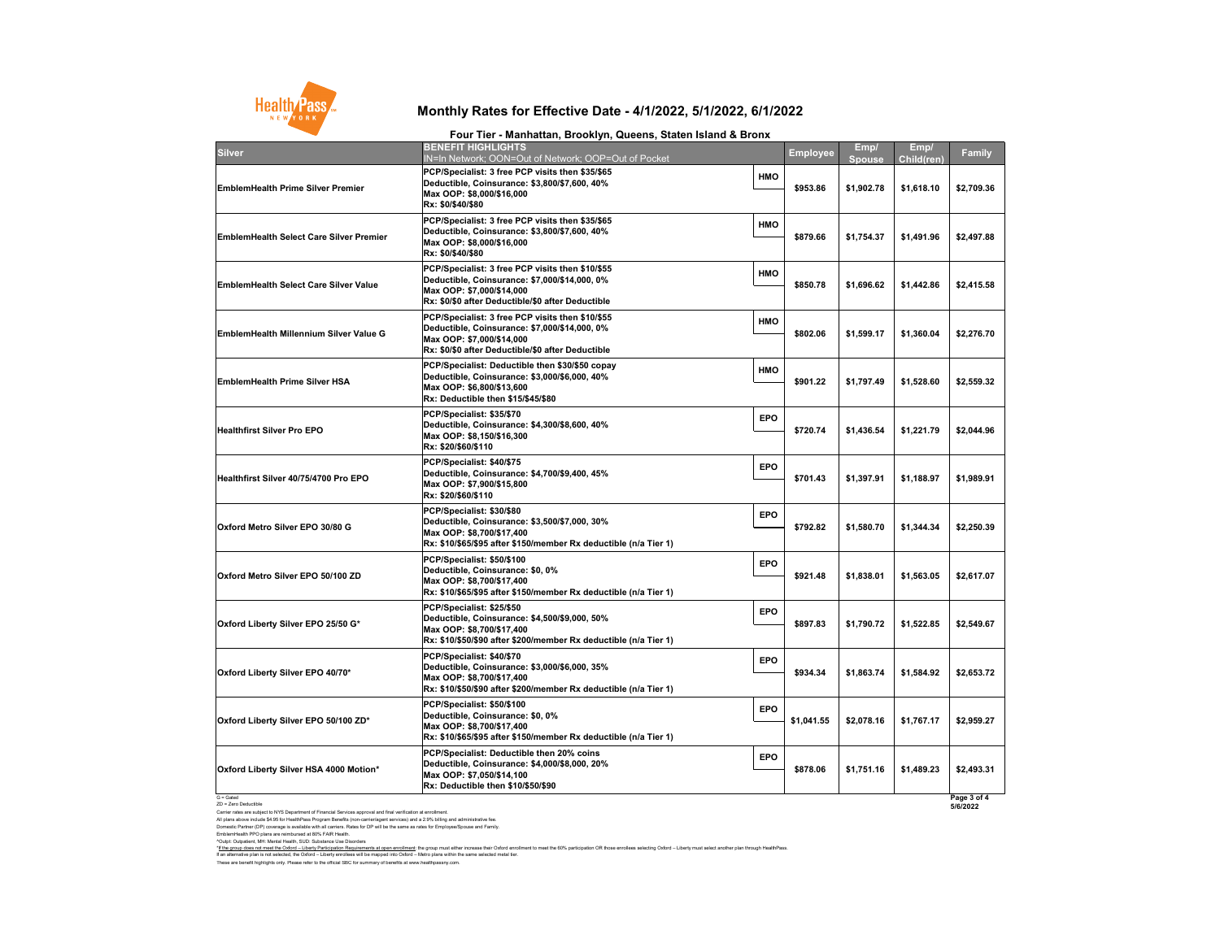# Monthly Rates for Effective Date - 4/1/2022, 5/1/2022, 6/1/2022

## Four Tier - Manhattan, Brooklyn, Queens, Staten Island & Bronx

| Silver | BENEFIT HIGHLIGHTS<br>IN=In Network; OON=Out of Network; OOP=Out of Pocket | | Employee | Emp/ Spouse | Emp/ Child(ren) | Family |
|---|---|---|---|---|---|---|
| EmblemHealth Prime Silver Premier | PCP/Specialist: 3 free PCP visits then $35/$65<br>Deductible, Coinsurance: $3,800/$7,600, 40%<br>Max OOP: $8,000/$16,000<br>Rx: $0/$40/$80 | HMO | $953.86 | $1,902.78 | $1,618.10 | $2,709.36 |
| EmblemHealth Select Care Silver Premier | PCP/Specialist: 3 free PCP visits then $35/$65<br>Deductible, Coinsurance: $3,800/$7,600, 40%<br>Max OOP: $8,000/$16,000<br>Rx: $0/$40/$80 | HMO | $879.66 | $1,754.37 | $1,491.96 | $2,497.88 |
| EmblemHealth Select Care Silver Value | PCP/Specialist: 3 free PCP visits then $10/$55<br>Deductible, Coinsurance: $7,000/$14,000, 0%<br>Max OOP: $7,000/$14,000<br>Rx: $0/$0 after Deductible/$0 after Deductible | HMO | $850.78 | $1,696.62 | $1,442.86 | $2,415.58 |
| EmblemHealth Millennium Silver Value G | PCP/Specialist: 3 free PCP visits then $10/$55<br>Deductible, Coinsurance: $7,000/$14,000, 0%<br>Max OOP: $7,000/$14,000<br>Rx: $0/$0 after Deductible/$0 after Deductible | HMO | $802.06 | $1,599.17 | $1,360.04 | $2,276.70 |
| EmblemHealth Prime Silver HSA | PCP/Specialist: Deductible then $30/$50 copay<br>Deductible, Coinsurance: $3,000/$6,000, 40%<br>Max OOP: $6,800/$13,600<br>Rx: Deductible then $15/$45/$80 | HMO | $901.22 | $1,797.49 | $1,528.60 | $2,559.32 |
| Healthfirst Silver Pro EPO | PCP/Specialist: $35/$70<br>Deductible, Coinsurance: $4,300/$8,600, 40%<br>Max OOP: $8,150/$16,300<br>Rx: $20/$60/$110 | EPO | $720.74 | $1,436.54 | $1,221.79 | $2,044.96 |
| Healthfirst Silver 40/75/4700 Pro EPO | PCP/Specialist: $40/$75<br>Deductible, Coinsurance: $4,700/$9,400, 45%<br>Max OOP: $7,900/$15,800<br>Rx: $20/$60/$110 | EPO | $701.43 | $1,397.91 | $1,188.97 | $1,989.91 |
| Oxford Metro Silver EPO 30/80 G | PCP/Specialist: $30/$80<br>Deductible, Coinsurance: $3,500/$7,000, 30%<br>Max OOP: $8,700/$17,400<br>Rx: $10/$65/$95 after $150/member Rx deductible (n/a Tier 1) | EPO | $792.82 | $1,580.70 | $1,344.34 | $2,250.39 |
| Oxford Metro Silver EPO 50/100 ZD | PCP/Specialist: $50/$100<br>Deductible, Coinsurance: $0, 0%<br>Max OOP: $8,700/$17,400<br>Rx: $10/$65/$95 after $150/member Rx deductible (n/a Tier 1) | EPO | $921.48 | $1,838.01 | $1,563.05 | $2,617.07 |
| Oxford Liberty Silver EPO 25/50 G* | PCP/Specialist: $25/$50<br>Deductible, Coinsurance: $4,500/$9,000, 50%<br>Max OOP: $8,700/$17,400<br>Rx: $10/$50/$90 after $200/member Rx deductible (n/a Tier 1) | EPO | $897.83 | $1,790.72 | $1,522.85 | $2,549.67 |
| Oxford Liberty Silver EPO 40/70* | PCP/Specialist: $40/$70<br>Deductible, Coinsurance: $3,000/$6,000, 35%<br>Max OOP: $8,700/$17,400<br>Rx: $10/$50/$90 after $200/member Rx deductible (n/a Tier 1) | EPO | $934.34 | $1,863.74 | $1,584.92 | $2,653.72 |
| Oxford Liberty Silver EPO 50/100 ZD* | PCP/Specialist: $50/$100<br>Deductible, Coinsurance: $0, 0%<br>Max OOP: $8,700/$17,400<br>Rx: $10/$65/$95 after $150/member Rx deductible (n/a Tier 1) | EPO | $1,041.55 | $2,078.16 | $1,767.17 | $2,959.27 |
| Oxford Liberty Silver HSA 4000 Motion* | PCP/Specialist: Deductible then 20% coins<br>Deductible, Coinsurance: $4,000/$8,000, 20%<br>Max OOP: $7,050/$14,100<br>Rx: Deductible then $10/$50/$90 | EPO | $878.06 | $1,751.16 | $1,489.23 | $2,493.31 |

G = Gated
ZD = Zero Deductible
Carrier rates are subject to NYS Department of Financial Services approval and final verification at enrollment.
All plans above include $4.95 for HealthPass Program Benefits (non-carrier/agent services) and a 2.9% billing and administrative fee.
Domestic Partner (DP) coverage is available with all carriers. Rates for DP will be the same as rates for Employee/Spouse and Family.
EmblemHealth PPO plans are reimbursed at 80% FAIR Health.
^Outpt: Outpatient, MH: Mental Health, SUD: Substance Use Disorders
*If the group does not meet the Oxford – Liberty Participation Requirements at open enrollment: the group must either increase their Oxford enrollment to meet the 60% participation OR those enrollees selecting Oxford – Liberty must select another plan through HealthPass.
If an alternative plan is not selected, the Oxford – Liberty enrollees will be mapped into Oxford – Metro plans within the same selected metal tier.
These are benefit highlights only. Please refer to the official SBC for summary of benefits at www.healthpassny.com.

5/6/2022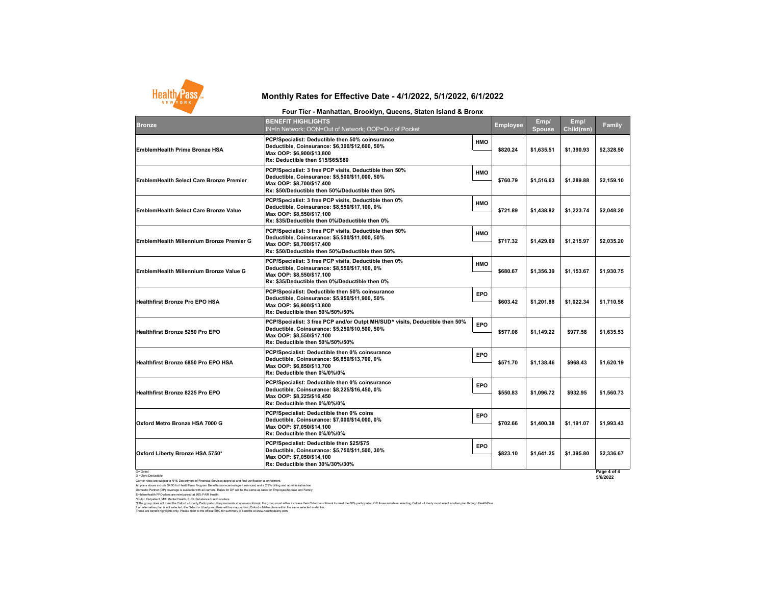# Monthly Rates for Effective Date - 4/1/2022, 5/1/2022, 6/1/2022

## Four Tier - Manhattan, Brooklyn, Queens, Staten Island & Bronx

| Bronze | BENEFIT HIGHLIGHTS<br>IN=In Network; OON=Out of Network; OOP=Out of Pocket | | Employee | Emp/ Spouse | Emp/ Child(ren) | Family |
|---|---|---|---|---|---|---|
| EmblemHealth Prime Bronze HSA | **PCP/Specialist: Deductible then 50% coinsurance**<br>**Deductible, Coinsurance: $6,300/$12,600, 50%**<br>**Max OOP: $6,900/$13,800**<br>**Rx: Deductible then $15/$65/$80** | HMO | $820.24 | $1,635.51 | $1,390.93 | $2,328.50 |
| EmblemHealth Select Care Bronze Premier | **PCP/Specialist: 3 free PCP visits, Deductible then 50%**<br>**Deductible, Coinsurance: $5,500/$11,000, 50%**<br>**Max OOP: $8,700/$17,400**<br>**Rx: $50/Deductible then 50%/Deductible then 50%** | HMO | $760.79 | $1,516.63 | $1,289.88 | $2,159.10 |
| EmblemHealth Select Care Bronze Value | **PCP/Specialist: 3 free PCP visits, Deductible then 0%**<br>**Deductible, Coinsurance: $8,550/$17,100, 0%**<br>**Max OOP: $8,550/$17,100**<br>**Rx: $35/Deductible then 0%/Deductible then 0%** | HMO | $721.89 | $1,438.82 | $1,223.74 | $2,048.20 |
| EmblemHealth Millennium Bronze Premier G | **PCP/Specialist: 3 free PCP visits, Deductible then 50%**<br>**Deductible, Coinsurance: $5,500/$11,000, 50%**<br>**Max OOP: $8,700/$17,400**<br>**Rx: $50/Deductible then 50%/Deductible then 50%** | HMO | $717.32 | $1,429.69 | $1,215.97 | $2,035.20 |
| EmblemHealth Millennium Bronze Value G | **PCP/Specialist: 3 free PCP visits, Deductible then 0%**<br>**Deductible, Coinsurance: $8,550/$17,100, 0%**<br>**Max OOP: $8,550/$17,100**<br>**Rx: $35/Deductible then 0%/Deductible then 0%** | HMO | $680.67 | $1,356.39 | $1,153.67 | $1,930.75 |
| Healthfirst Bronze Pro EPO HSA | **PCP/Specialist: Deductible then 50% coinsurance**<br>**Deductible, Coinsurance: $5,950/$11,900, 50%**<br>**Max OOP: $6,900/$13,800**<br>**Rx: Deductible then 50%/50%/50%** | EPO | $603.42 | $1,201.88 | $1,022.34 | $1,710.58 |
| Healthfirst Bronze 5250 Pro EPO | **PCP/Specialist: 3 free PCP and/or Outpt MH/SUD^ visits, Deductible then 50%**<br>**Deductible, Coinsurance: $5,250/$10,500, 50%**<br>**Max OOP: $8,550/$17,100**<br>**Rx: Deductible then 50%/50%/50%** | EPO | $577.08 | $1,149.22 | $977.58 | $1,635.53 |
| Healthfirst Bronze 6850 Pro EPO HSA | **PCP/Specialist: Deductible then 0% coinsurance**<br>**Deductible, Coinsurance: $6,850/$13,700, 0%**<br>**Max OOP: $6,850/$13,700**<br>**Rx: Deductible then 0%/0%/0%** | EPO | $571.70 | $1,138.46 | $968.43 | $1,620.19 |
| Healthfirst Bronze 8225 Pro EPO | **PCP/Specialist: Deductible then 0% coinsurance**<br>**Deductible, Coinsurance: $8,225/$16,450, 0%**<br>**Max OOP: $8,225/$16,450**<br>**Rx: Deductible then 0%/0%/0%** | EPO | $550.83 | $1,096.72 | $932.95 | $1,560.73 |
| Oxford Metro Bronze HSA 7000 G | **PCP/Specialist: Deductible then 0% coins**<br>**Deductible, Coinsurance: $7,000/$14,000, 0%**<br>**Max OOP: $7,050/$14,100**<br>**Rx: Deductible then 0%/0%/0%** | EPO | $702.66 | $1,400.38 | $1,191.07 | $1,993.43 |
| Oxford Liberty Bronze HSA 5750* | **PCP/Specialist: Deductible then $25/$75**<br>**Deductible, Coinsurance: $5,750/$11,500, 30%**<br>**Max OOP: $7,050/$14,100**<br>**Rx: Deductible then 30%/30%/30%** | EPO | $823.10 | $1,641.25 | $1,395.80 | $2,336.67 |

G= Gated
D = Zero Deductible
Carrier rates are subject to NYS Department of Financial Services approval and final verification at enrollment.
All plans above include $4.95 for HealthPass Program Benefits (non-carrier/agent services) and a 2.9% billing and administrative fee.
Domestic Partner (DP) coverage is available with all carriers. Rates for DP will be the same as rates for Employee/Spouse and Family.
EmblemHealth PPO plans are reimbursed at 80% FAIR Health.
^Outpt: Outpatient, MH: Mental Health, SUD: Substance Use Disorders
*If the group does not meet the Oxford – Liberty Participation Requirements at open enrollment: the group must either increase their Oxford enrollment to meet the 60% participation OR those enrollees selecting Oxford – Liberty must select another plan through HealthPass.
If an alternative plan is not selected, the Oxford – Liberty enrollees will be mapped into Oxford – Metro plans within the same selected metal tier.
These are benefit highlights only. Please refer to the official SBC for summary of benefits at www.healthpassny.com.

5/6/2022